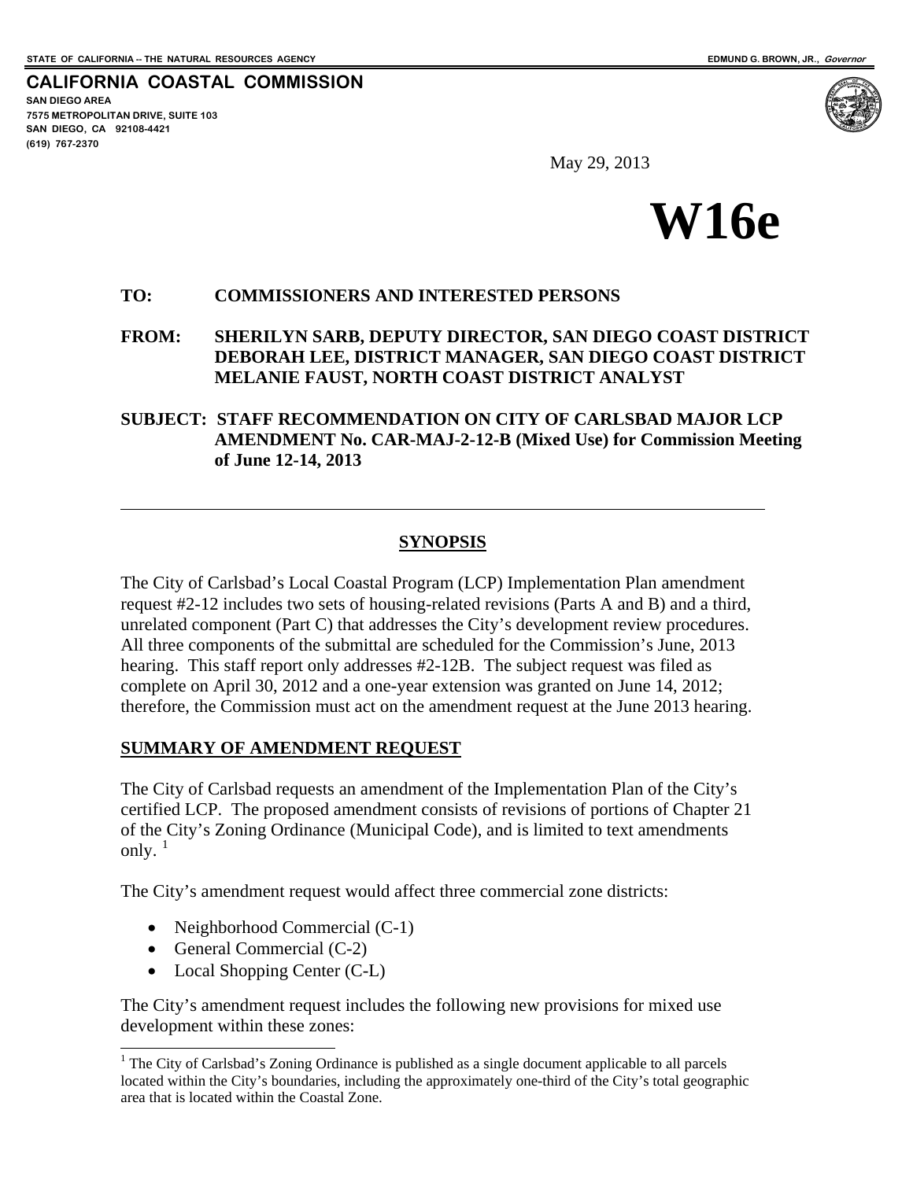STATE OF CALIFORNIA -- THE NATURAL RESOURCES AGENCY EDMUND G. BROWN, JR., *Governor*

**CALIFORNIA COASTAL COMMISSION**
SAN DIEGO AREA
7575 METROPOLITAN DRIVE, SUITE 103
SAN DIEGO, CA 92108-4421
(619) 767-2370

May 29, 2013

# W16e

**TO:** **COMMISSIONERS AND INTERESTED PERSONS**

**FROM:** **SHERILYN SARB, DEPUTY DIRECTOR, SAN DIEGO COAST DISTRICT**
**DEBORAH LEE, DISTRICT MANAGER, SAN DIEGO COAST DISTRICT**
**MELANIE FAUST, NORTH COAST DISTRICT ANALYST**

**SUBJECT: STAFF RECOMMENDATION ON CITY OF CARLSBAD MAJOR LCP AMENDMENT No. CAR-MAJ-2-12-B (Mixed Use) for Commission Meeting of June 12-14, 2013**

---

## SYNOPSIS

The City of Carlsbad's Local Coastal Program (LCP) Implementation Plan amendment request #2-12 includes two sets of housing-related revisions (Parts A and B) and a third, unrelated component (Part C) that addresses the City's development review procedures. All three components of the submittal are scheduled for the Commission's June, 2013 hearing. This staff report only addresses #2-12B. The subject request was filed as complete on April 30, 2012 and a one-year extension was granted on June 14, 2012; therefore, the Commission must act on the amendment request at the June 2013 hearing.

## SUMMARY OF AMENDMENT REQUEST

The City of Carlsbad requests an amendment of the Implementation Plan of the City's certified LCP. The proposed amendment consists of revisions of portions of Chapter 21 of the City's Zoning Ordinance (Municipal Code), and is limited to text amendments only. [1]

The City's amendment request would affect three commercial zone districts:

- Neighborhood Commercial (C-1)
- General Commercial (C-2)
- Local Shopping Center (C-L)

The City's amendment request includes the following new provisions for mixed use development within these zones:

---

[1] The City of Carlsbad's Zoning Ordinance is published as a single document applicable to all parcels located within the City's boundaries, including the approximately one-third of the City's total geographic area that is located within the Coastal Zone.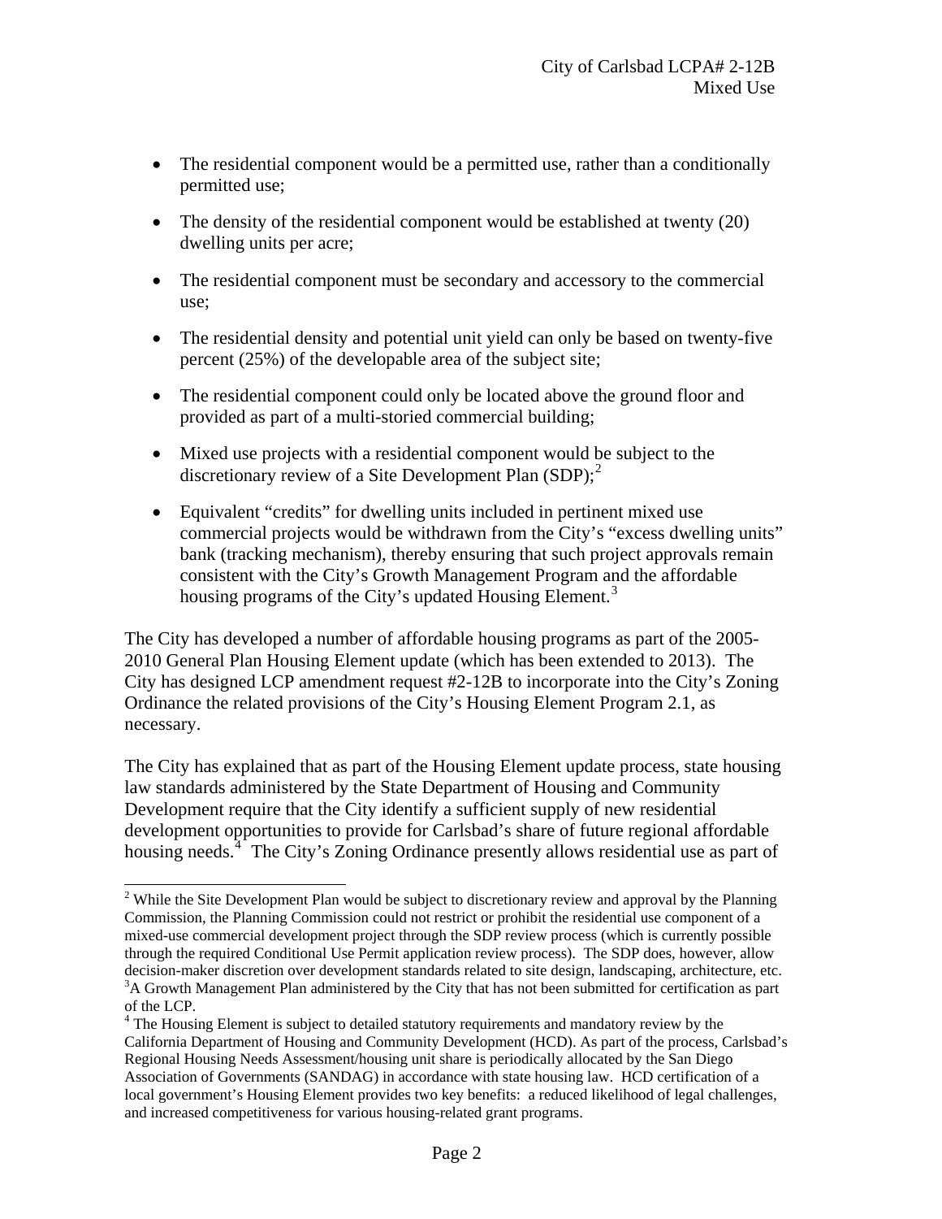- The residential component would be a permitted use, rather than a conditionally permitted use;
- The density of the residential component would be established at twenty (20) dwelling units per acre;
- The residential component must be secondary and accessory to the commercial use;
- The residential density and potential unit yield can only be based on twenty-five percent (25%) of the developable area of the subject site;
- The residential component could only be located above the ground floor and provided as part of a multi-storied commercial building;
- Mixed use projects with a residential component would be subject to the discretionary review of a Site Development Plan (SDP);[2]
- Equivalent "credits" for dwelling units included in pertinent mixed use commercial projects would be withdrawn from the City's "excess dwelling units" bank (tracking mechanism), thereby ensuring that such project approvals remain consistent with the City's Growth Management Program and the affordable housing programs of the City's updated Housing Element.[3]

The City has developed a number of affordable housing programs as part of the 2005-2010 General Plan Housing Element update (which has been extended to 2013). The City has designed LCP amendment request #2-12B to incorporate into the City's Zoning Ordinance the related provisions of the City's Housing Element Program 2.1, as necessary.

The City has explained that as part of the Housing Element update process, state housing law standards administered by the State Department of Housing and Community Development require that the City identify a sufficient supply of new residential development opportunities to provide for Carlsbad's share of future regional affordable housing needs.[4] The City's Zoning Ordinance presently allows residential use as part of

---

[2] While the Site Development Plan would be subject to discretionary review and approval by the Planning Commission, the Planning Commission could not restrict or prohibit the residential use component of a mixed-use commercial development project through the SDP review process (which is currently possible through the required Conditional Use Permit application review process). The SDP does, however, allow decision-maker discretion over development standards related to site design, landscaping, architecture, etc.

[3] A Growth Management Plan administered by the City that has not been submitted for certification as part of the LCP.

[4] The Housing Element is subject to detailed statutory requirements and mandatory review by the California Department of Housing and Community Development (HCD). As part of the process, Carlsbad's Regional Housing Needs Assessment/housing unit share is periodically allocated by the San Diego Association of Governments (SANDAG) in accordance with state housing law. HCD certification of a local government's Housing Element provides two key benefits: a reduced likelihood of legal challenges, and increased competitiveness for various housing-related grant programs.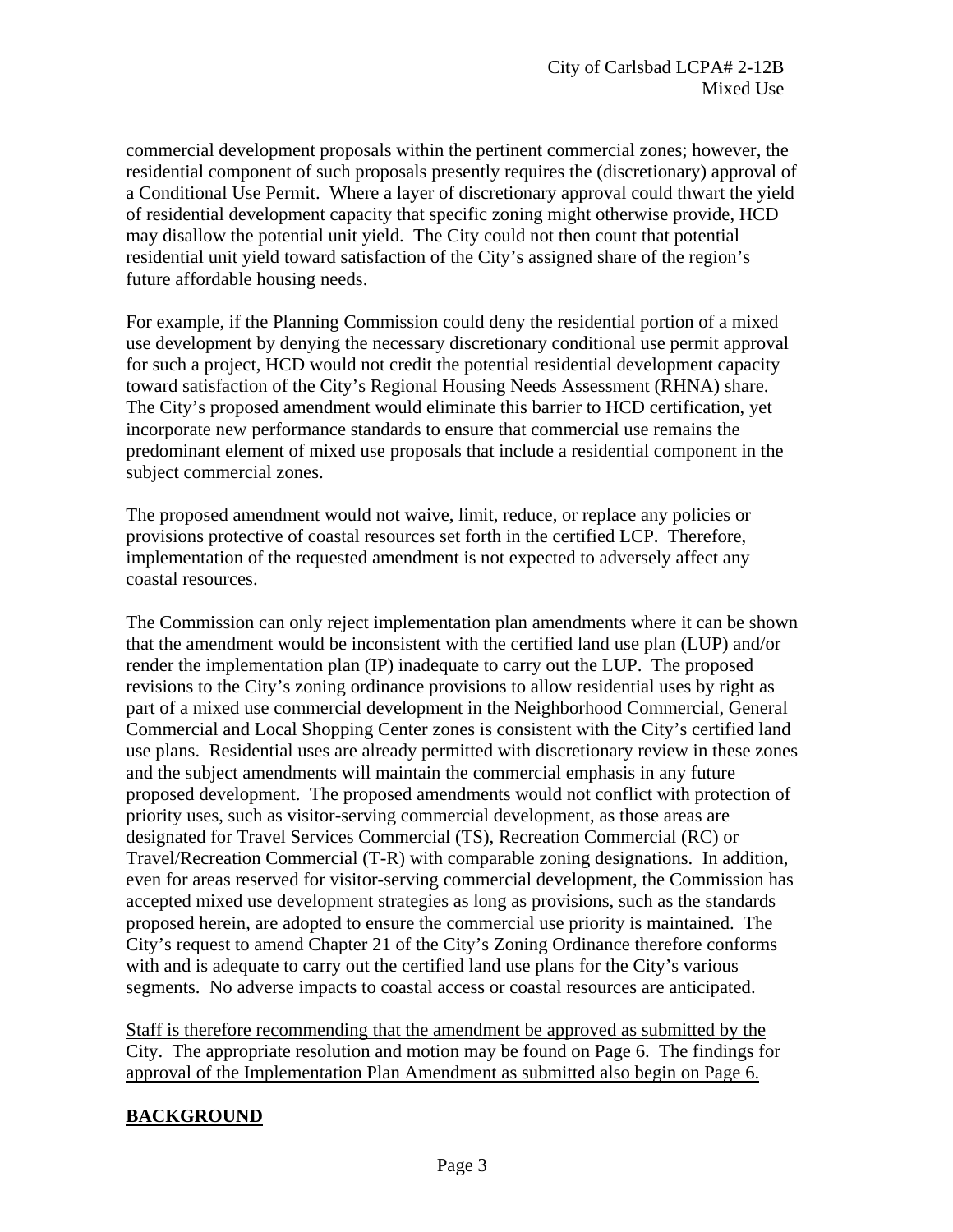commercial development proposals within the pertinent commercial zones; however, the residential component of such proposals presently requires the (discretionary) approval of a Conditional Use Permit. Where a layer of discretionary approval could thwart the yield of residential development capacity that specific zoning might otherwise provide, HCD may disallow the potential unit yield. The City could not then count that potential residential unit yield toward satisfaction of the City's assigned share of the region's future affordable housing needs.

For example, if the Planning Commission could deny the residential portion of a mixed use development by denying the necessary discretionary conditional use permit approval for such a project, HCD would not credit the potential residential development capacity toward satisfaction of the City's Regional Housing Needs Assessment (RHNA) share. The City's proposed amendment would eliminate this barrier to HCD certification, yet incorporate new performance standards to ensure that commercial use remains the predominant element of mixed use proposals that include a residential component in the subject commercial zones.

The proposed amendment would not waive, limit, reduce, or replace any policies or provisions protective of coastal resources set forth in the certified LCP. Therefore, implementation of the requested amendment is not expected to adversely affect any coastal resources.

The Commission can only reject implementation plan amendments where it can be shown that the amendment would be inconsistent with the certified land use plan (LUP) and/or render the implementation plan (IP) inadequate to carry out the LUP. The proposed revisions to the City's zoning ordinance provisions to allow residential uses by right as part of a mixed use commercial development in the Neighborhood Commercial, General Commercial and Local Shopping Center zones is consistent with the City's certified land use plans. Residential uses are already permitted with discretionary review in these zones and the subject amendments will maintain the commercial emphasis in any future proposed development. The proposed amendments would not conflict with protection of priority uses, such as visitor-serving commercial development, as those areas are designated for Travel Services Commercial (TS), Recreation Commercial (RC) or Travel/Recreation Commercial (T-R) with comparable zoning designations. In addition, even for areas reserved for visitor-serving commercial development, the Commission has accepted mixed use development strategies as long as provisions, such as the standards proposed herein, are adopted to ensure the commercial use priority is maintained. The City's request to amend Chapter 21 of the City's Zoning Ordinance therefore conforms with and is adequate to carry out the certified land use plans for the City's various segments. No adverse impacts to coastal access or coastal resources are anticipated.

<u>Staff is therefore recommending that the amendment be approved as submitted by the City. The appropriate resolution and motion may be found on Page 6. The findings for approval of the Implementation Plan Amendment as submitted also begin on Page 6.</u>

## **BACKGROUND**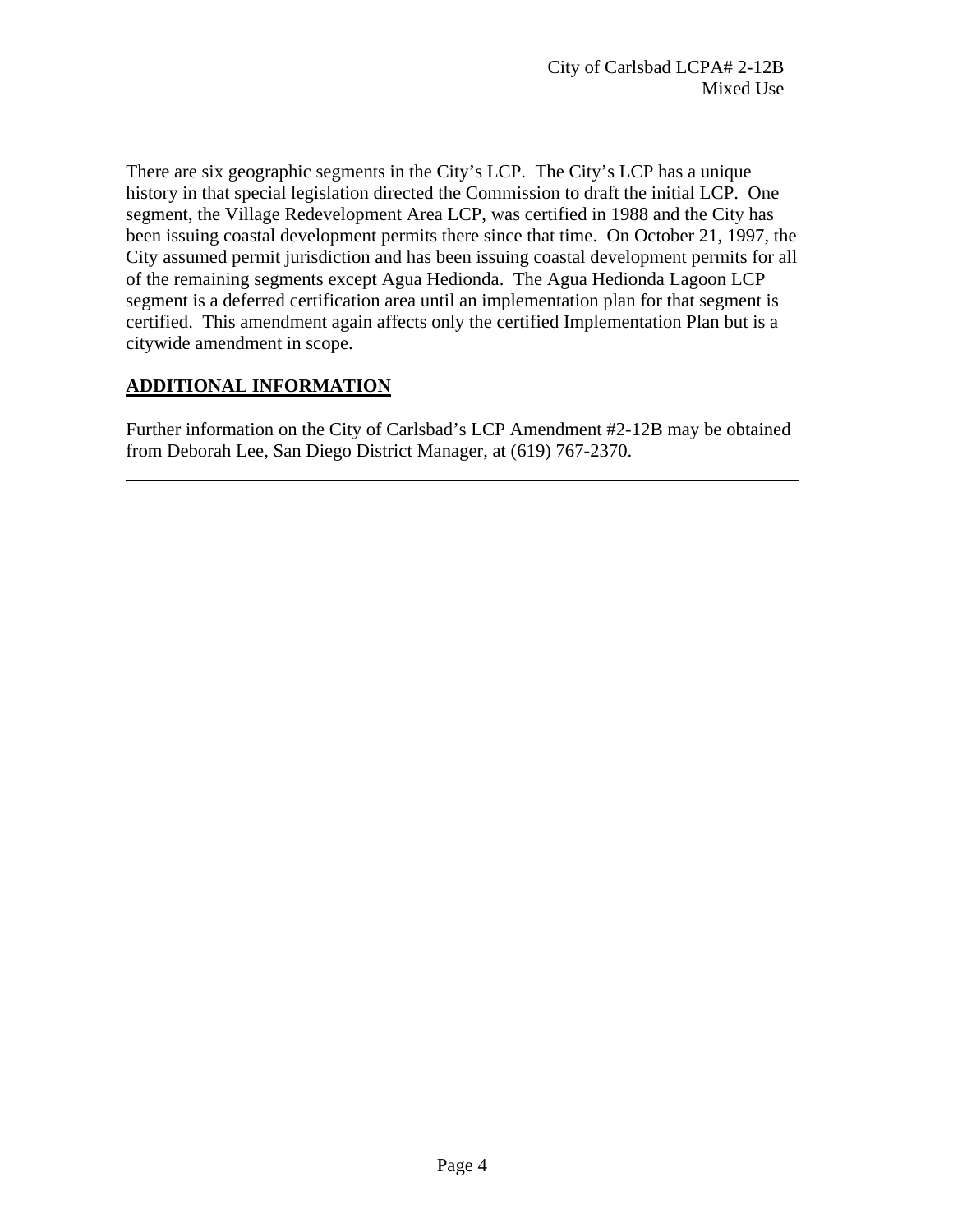There are six geographic segments in the City's LCP. The City's LCP has a unique history in that special legislation directed the Commission to draft the initial LCP. One segment, the Village Redevelopment Area LCP, was certified in 1988 and the City has been issuing coastal development permits there since that time. On October 21, 1997, the City assumed permit jurisdiction and has been issuing coastal development permits for all of the remaining segments except Agua Hedionda. The Agua Hedionda Lagoon LCP segment is a deferred certification area until an implementation plan for that segment is certified. This amendment again affects only the certified Implementation Plan but is a citywide amendment in scope.

## ADDITIONAL INFORMATION

Further information on the City of Carlsbad's LCP Amendment #2-12B may be obtained from Deborah Lee, San Diego District Manager, at (619) 767-2370.

---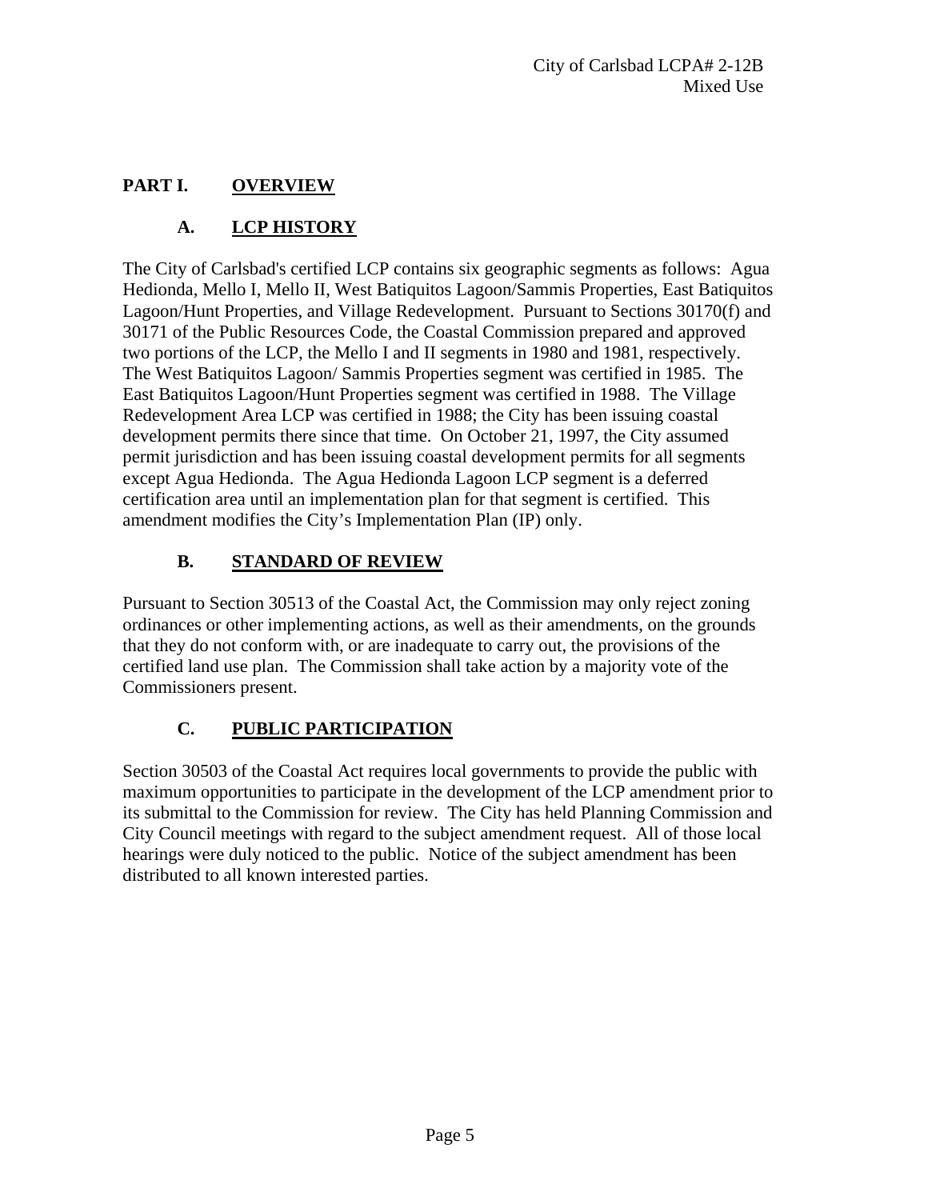# PART I. OVERVIEW

## A. LCP HISTORY

The City of Carlsbad's certified LCP contains six geographic segments as follows: Agua Hedionda, Mello I, Mello II, West Batiquitos Lagoon/Sammis Properties, East Batiquitos Lagoon/Hunt Properties, and Village Redevelopment. Pursuant to Sections 30170(f) and 30171 of the Public Resources Code, the Coastal Commission prepared and approved two portions of the LCP, the Mello I and II segments in 1980 and 1981, respectively. The West Batiquitos Lagoon/ Sammis Properties segment was certified in 1985. The East Batiquitos Lagoon/Hunt Properties segment was certified in 1988. The Village Redevelopment Area LCP was certified in 1988; the City has been issuing coastal development permits there since that time. On October 21, 1997, the City assumed permit jurisdiction and has been issuing coastal development permits for all segments except Agua Hedionda. The Agua Hedionda Lagoon LCP segment is a deferred certification area until an implementation plan for that segment is certified. This amendment modifies the City's Implementation Plan (IP) only.

## B. STANDARD OF REVIEW

Pursuant to Section 30513 of the Coastal Act, the Commission may only reject zoning ordinances or other implementing actions, as well as their amendments, on the grounds that they do not conform with, or are inadequate to carry out, the provisions of the certified land use plan. The Commission shall take action by a majority vote of the Commissioners present.

## C. PUBLIC PARTICIPATION

Section 30503 of the Coastal Act requires local governments to provide the public with maximum opportunities to participate in the development of the LCP amendment prior to its submittal to the Commission for review. The City has held Planning Commission and City Council meetings with regard to the subject amendment request. All of those local hearings were duly noticed to the public. Notice of the subject amendment has been distributed to all known interested parties.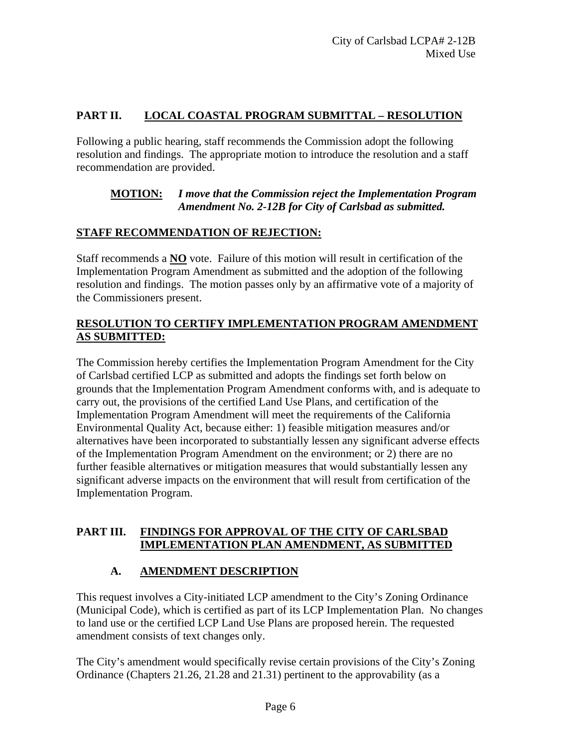## PART II. LOCAL COASTAL PROGRAM SUBMITTAL – RESOLUTION

Following a public hearing, staff recommends the Commission adopt the following resolution and findings. The appropriate motion to introduce the resolution and a staff recommendation are provided.

**MOTION:** ***I move that the Commission reject the Implementation Program Amendment No. 2-12B for City of Carlsbad as submitted.***

### STAFF RECOMMENDATION OF REJECTION:

Staff recommends a **NO** vote. Failure of this motion will result in certification of the Implementation Program Amendment as submitted and the adoption of the following resolution and findings. The motion passes only by an affirmative vote of a majority of the Commissioners present.

### RESOLUTION TO CERTIFY IMPLEMENTATION PROGRAM AMENDMENT AS SUBMITTED:

The Commission hereby certifies the Implementation Program Amendment for the City of Carlsbad certified LCP as submitted and adopts the findings set forth below on grounds that the Implementation Program Amendment conforms with, and is adequate to carry out, the provisions of the certified Land Use Plans, and certification of the Implementation Program Amendment will meet the requirements of the California Environmental Quality Act, because either: 1) feasible mitigation measures and/or alternatives have been incorporated to substantially lessen any significant adverse effects of the Implementation Program Amendment on the environment; or 2) there are no further feasible alternatives or mitigation measures that would substantially lessen any significant adverse impacts on the environment that will result from certification of the Implementation Program.

## PART III. FINDINGS FOR APPROVAL OF THE CITY OF CARLSBAD IMPLEMENTATION PLAN AMENDMENT, AS SUBMITTED

### A. AMENDMENT DESCRIPTION

This request involves a City-initiated LCP amendment to the City's Zoning Ordinance (Municipal Code), which is certified as part of its LCP Implementation Plan. No changes to land use or the certified LCP Land Use Plans are proposed herein. The requested amendment consists of text changes only.

The City's amendment would specifically revise certain provisions of the City's Zoning Ordinance (Chapters 21.26, 21.28 and 21.31) pertinent to the approvability (as a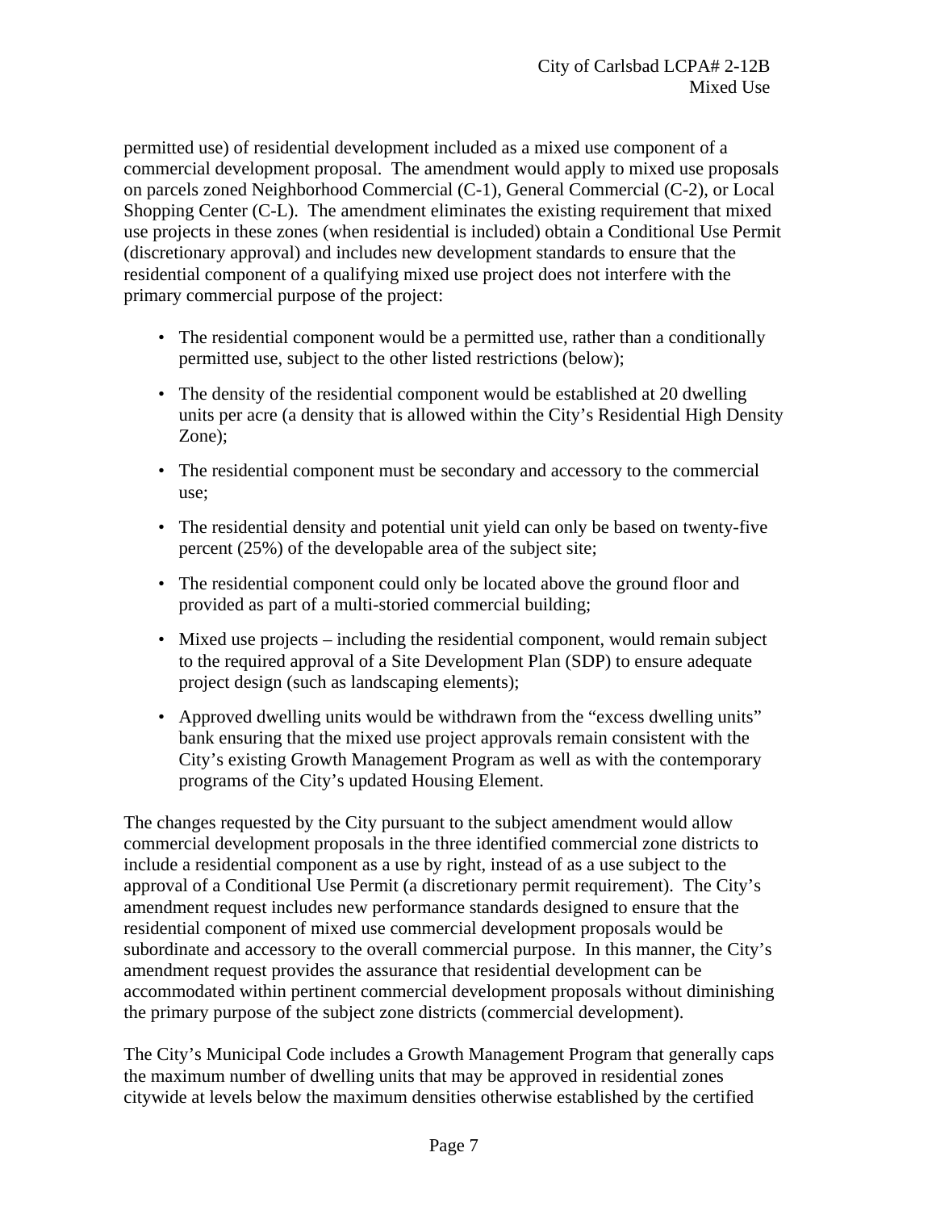permitted use) of residential development included as a mixed use component of a commercial development proposal. The amendment would apply to mixed use proposals on parcels zoned Neighborhood Commercial (C-1), General Commercial (C-2), or Local Shopping Center (C-L). The amendment eliminates the existing requirement that mixed use projects in these zones (when residential is included) obtain a Conditional Use Permit (discretionary approval) and includes new development standards to ensure that the residential component of a qualifying mixed use project does not interfere with the primary commercial purpose of the project:

- The residential component would be a permitted use, rather than a conditionally permitted use, subject to the other listed restrictions (below);
- The density of the residential component would be established at 20 dwelling units per acre (a density that is allowed within the City's Residential High Density Zone);
- The residential component must be secondary and accessory to the commercial use;
- The residential density and potential unit yield can only be based on twenty-five percent (25%) of the developable area of the subject site;
- The residential component could only be located above the ground floor and provided as part of a multi-storied commercial building;
- Mixed use projects – including the residential component, would remain subject to the required approval of a Site Development Plan (SDP) to ensure adequate project design (such as landscaping elements);
- Approved dwelling units would be withdrawn from the "excess dwelling units" bank ensuring that the mixed use project approvals remain consistent with the City's existing Growth Management Program as well as with the contemporary programs of the City's updated Housing Element.

The changes requested by the City pursuant to the subject amendment would allow commercial development proposals in the three identified commercial zone districts to include a residential component as a use by right, instead of as a use subject to the approval of a Conditional Use Permit (a discretionary permit requirement). The City's amendment request includes new performance standards designed to ensure that the residential component of mixed use commercial development proposals would be subordinate and accessory to the overall commercial purpose. In this manner, the City's amendment request provides the assurance that residential development can be accommodated within pertinent commercial development proposals without diminishing the primary purpose of the subject zone districts (commercial development).

The City's Municipal Code includes a Growth Management Program that generally caps the maximum number of dwelling units that may be approved in residential zones citywide at levels below the maximum densities otherwise established by the certified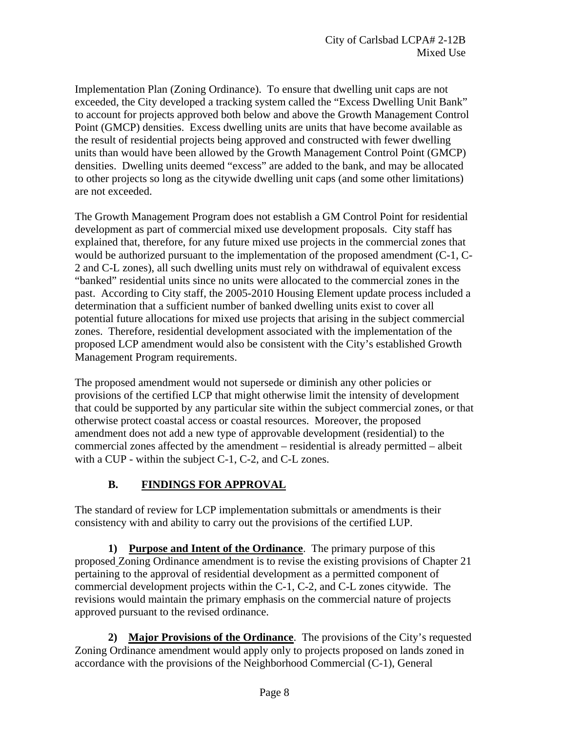Implementation Plan (Zoning Ordinance). To ensure that dwelling unit caps are not exceeded, the City developed a tracking system called the "Excess Dwelling Unit Bank" to account for projects approved both below and above the Growth Management Control Point (GMCP) densities. Excess dwelling units are units that have become available as the result of residential projects being approved and constructed with fewer dwelling units than would have been allowed by the Growth Management Control Point (GMCP) densities. Dwelling units deemed "excess" are added to the bank, and may be allocated to other projects so long as the citywide dwelling unit caps (and some other limitations) are not exceeded.

The Growth Management Program does not establish a GM Control Point for residential development as part of commercial mixed use development proposals. City staff has explained that, therefore, for any future mixed use projects in the commercial zones that would be authorized pursuant to the implementation of the proposed amendment (C-1, C-2 and C-L zones), all such dwelling units must rely on withdrawal of equivalent excess "banked" residential units since no units were allocated to the commercial zones in the past. According to City staff, the 2005-2010 Housing Element update process included a determination that a sufficient number of banked dwelling units exist to cover all potential future allocations for mixed use projects that arising in the subject commercial zones. Therefore, residential development associated with the implementation of the proposed LCP amendment would also be consistent with the City's established Growth Management Program requirements.

The proposed amendment would not supersede or diminish any other policies or provisions of the certified LCP that might otherwise limit the intensity of development that could be supported by any particular site within the subject commercial zones, or that otherwise protect coastal access or coastal resources. Moreover, the proposed amendment does not add a new type of approvable development (residential) to the commercial zones affected by the amendment – residential is already permitted – albeit with a CUP - within the subject C-1, C-2, and C-L zones.

## B. FINDINGS FOR APPROVAL

The standard of review for LCP implementation submittals or amendments is their consistency with and ability to carry out the provisions of the certified LUP.

**1) Purpose and Intent of the Ordinance**. The primary purpose of this proposed Zoning Ordinance amendment is to revise the existing provisions of Chapter 21 pertaining to the approval of residential development as a permitted component of commercial development projects within the C-1, C-2, and C-L zones citywide. The revisions would maintain the primary emphasis on the commercial nature of projects approved pursuant to the revised ordinance.

**2) Major Provisions of the Ordinance**. The provisions of the City's requested Zoning Ordinance amendment would apply only to projects proposed on lands zoned in accordance with the provisions of the Neighborhood Commercial (C-1), General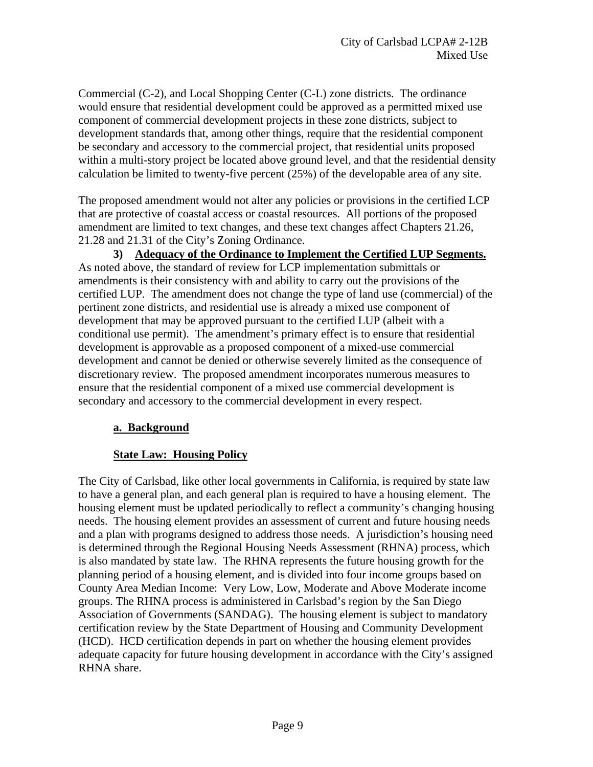Commercial (C-2), and Local Shopping Center (C-L) zone districts. The ordinance would ensure that residential development could be approved as a permitted mixed use component of commercial development projects in these zone districts, subject to development standards that, among other things, require that the residential component be secondary and accessory to the commercial project, that residential units proposed within a multi-story project be located above ground level, and that the residential density calculation be limited to twenty-five percent (25%) of the developable area of any site.

The proposed amendment would not alter any policies or provisions in the certified LCP that are protective of coastal access or coastal resources. All portions of the proposed amendment are limited to text changes, and these text changes affect Chapters 21.26, 21.28 and 21.31 of the City's Zoning Ordinance.

**3) Adequacy of the Ordinance to Implement the Certified LUP Segments.** As noted above, the standard of review for LCP implementation submittals or amendments is their consistency with and ability to carry out the provisions of the certified LUP. The amendment does not change the type of land use (commercial) of the pertinent zone districts, and residential use is already a mixed use component of development that may be approved pursuant to the certified LUP (albeit with a conditional use permit). The amendment's primary effect is to ensure that residential development is approvable as a proposed component of a mixed-use commercial development and cannot be denied or otherwise severely limited as the consequence of discretionary review. The proposed amendment incorporates numerous measures to ensure that the residential component of a mixed use commercial development is secondary and accessory to the commercial development in every respect.

**a. Background**

**State Law: Housing Policy**

The City of Carlsbad, like other local governments in California, is required by state law to have a general plan, and each general plan is required to have a housing element. The housing element must be updated periodically to reflect a community's changing housing needs. The housing element provides an assessment of current and future housing needs and a plan with programs designed to address those needs. A jurisdiction's housing need is determined through the Regional Housing Needs Assessment (RHNA) process, which is also mandated by state law. The RHNA represents the future housing growth for the planning period of a housing element, and is divided into four income groups based on County Area Median Income: Very Low, Low, Moderate and Above Moderate income groups. The RHNA process is administered in Carlsbad's region by the San Diego Association of Governments (SANDAG). The housing element is subject to mandatory certification review by the State Department of Housing and Community Development (HCD). HCD certification depends in part on whether the housing element provides adequate capacity for future housing development in accordance with the City's assigned RHNA share.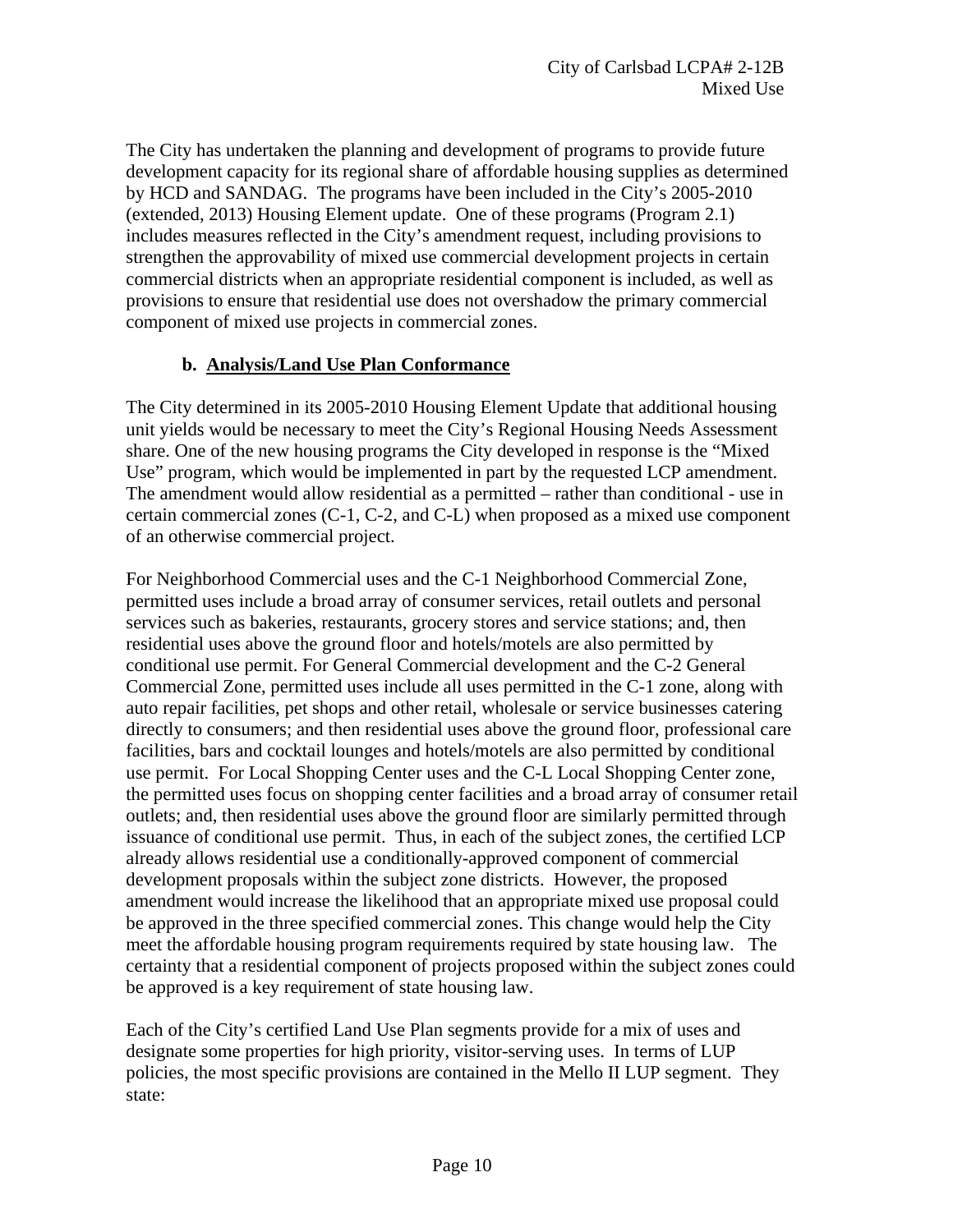The City has undertaken the planning and development of programs to provide future development capacity for its regional share of affordable housing supplies as determined by HCD and SANDAG. The programs have been included in the City's 2005-2010 (extended, 2013) Housing Element update. One of these programs (Program 2.1) includes measures reflected in the City's amendment request, including provisions to strengthen the approvability of mixed use commercial development projects in certain commercial districts when an appropriate residential component is included, as well as provisions to ensure that residential use does not overshadow the primary commercial component of mixed use projects in commercial zones.

**b. Analysis/Land Use Plan Conformance**

The City determined in its 2005-2010 Housing Element Update that additional housing unit yields would be necessary to meet the City's Regional Housing Needs Assessment share. One of the new housing programs the City developed in response is the "Mixed Use" program, which would be implemented in part by the requested LCP amendment. The amendment would allow residential as a permitted – rather than conditional - use in certain commercial zones (C-1, C-2, and C-L) when proposed as a mixed use component of an otherwise commercial project.

For Neighborhood Commercial uses and the C-1 Neighborhood Commercial Zone, permitted uses include a broad array of consumer services, retail outlets and personal services such as bakeries, restaurants, grocery stores and service stations; and, then residential uses above the ground floor and hotels/motels are also permitted by conditional use permit. For General Commercial development and the C-2 General Commercial Zone, permitted uses include all uses permitted in the C-1 zone, along with auto repair facilities, pet shops and other retail, wholesale or service businesses catering directly to consumers; and then residential uses above the ground floor, professional care facilities, bars and cocktail lounges and hotels/motels are also permitted by conditional use permit. For Local Shopping Center uses and the C-L Local Shopping Center zone, the permitted uses focus on shopping center facilities and a broad array of consumer retail outlets; and, then residential uses above the ground floor are similarly permitted through issuance of conditional use permit. Thus, in each of the subject zones, the certified LCP already allows residential use a conditionally-approved component of commercial development proposals within the subject zone districts. However, the proposed amendment would increase the likelihood that an appropriate mixed use proposal could be approved in the three specified commercial zones. This change would help the City meet the affordable housing program requirements required by state housing law. The certainty that a residential component of projects proposed within the subject zones could be approved is a key requirement of state housing law.

Each of the City's certified Land Use Plan segments provide for a mix of uses and designate some properties for high priority, visitor-serving uses. In terms of LUP policies, the most specific provisions are contained in the Mello II LUP segment. They state: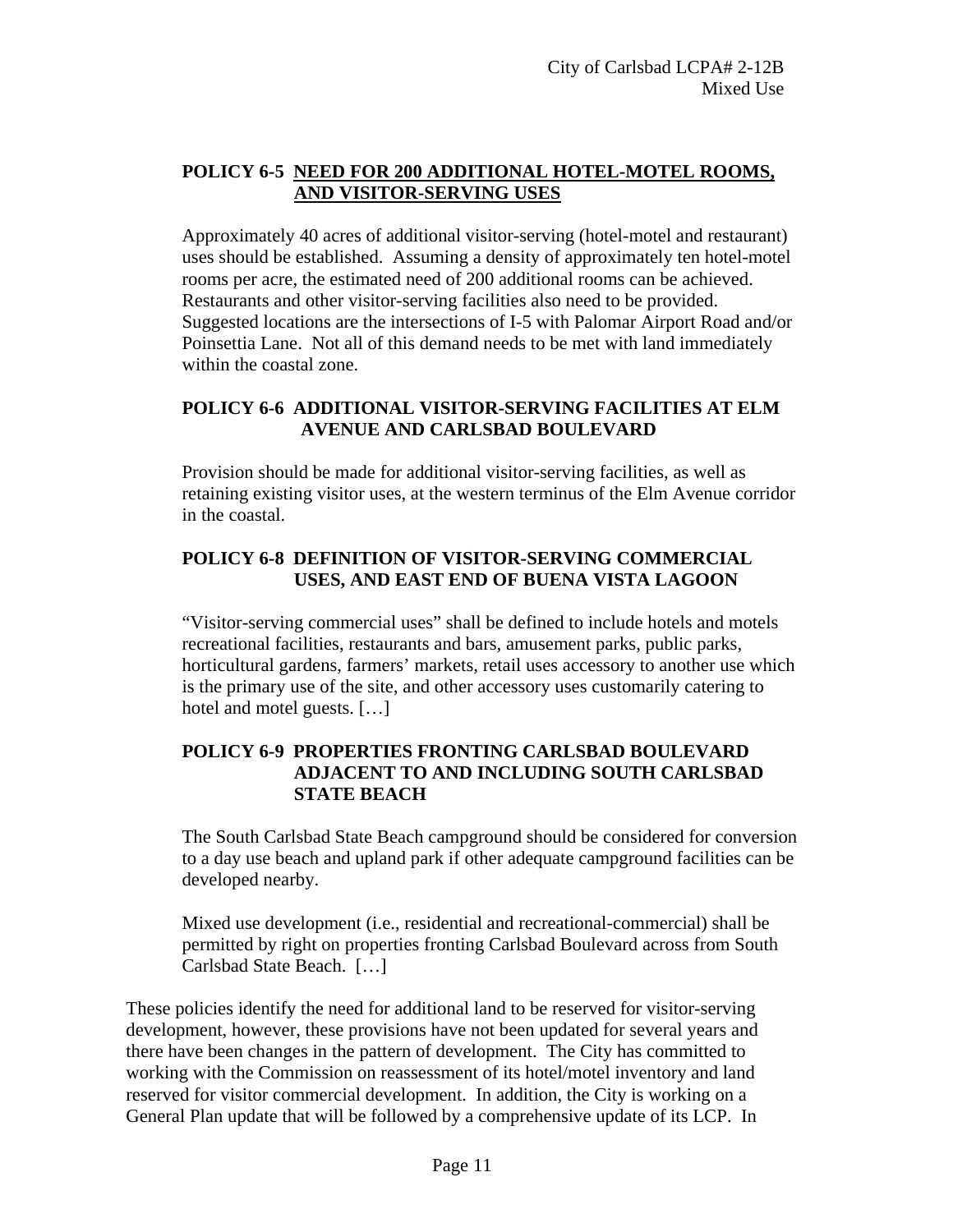**POLICY 6-5 NEED FOR 200 ADDITIONAL HOTEL-MOTEL ROOMS, AND VISITOR-SERVING USES**

Approximately 40 acres of additional visitor-serving (hotel-motel and restaurant) uses should be established. Assuming a density of approximately ten hotel-motel rooms per acre, the estimated need of 200 additional rooms can be achieved. Restaurants and other visitor-serving facilities also need to be provided. Suggested locations are the intersections of I-5 with Palomar Airport Road and/or Poinsettia Lane. Not all of this demand needs to be met with land immediately within the coastal zone.

**POLICY 6-6 ADDITIONAL VISITOR-SERVING FACILITIES AT ELM AVENUE AND CARLSBAD BOULEVARD**

Provision should be made for additional visitor-serving facilities, as well as retaining existing visitor uses, at the western terminus of the Elm Avenue corridor in the coastal.

**POLICY 6-8 DEFINITION OF VISITOR-SERVING COMMERCIAL USES, AND EAST END OF BUENA VISTA LAGOON**

"Visitor-serving commercial uses" shall be defined to include hotels and motels recreational facilities, restaurants and bars, amusement parks, public parks, horticultural gardens, farmers' markets, retail uses accessory to another use which is the primary use of the site, and other accessory uses customarily catering to hotel and motel guests. […]

**POLICY 6-9 PROPERTIES FRONTING CARLSBAD BOULEVARD ADJACENT TO AND INCLUDING SOUTH CARLSBAD STATE BEACH**

The South Carlsbad State Beach campground should be considered for conversion to a day use beach and upland park if other adequate campground facilities can be developed nearby.

Mixed use development (i.e., residential and recreational-commercial) shall be permitted by right on properties fronting Carlsbad Boulevard across from South Carlsbad State Beach. […]

These policies identify the need for additional land to be reserved for visitor-serving development, however, these provisions have not been updated for several years and there have been changes in the pattern of development. The City has committed to working with the Commission on reassessment of its hotel/motel inventory and land reserved for visitor commercial development. In addition, the City is working on a General Plan update that will be followed by a comprehensive update of its LCP. In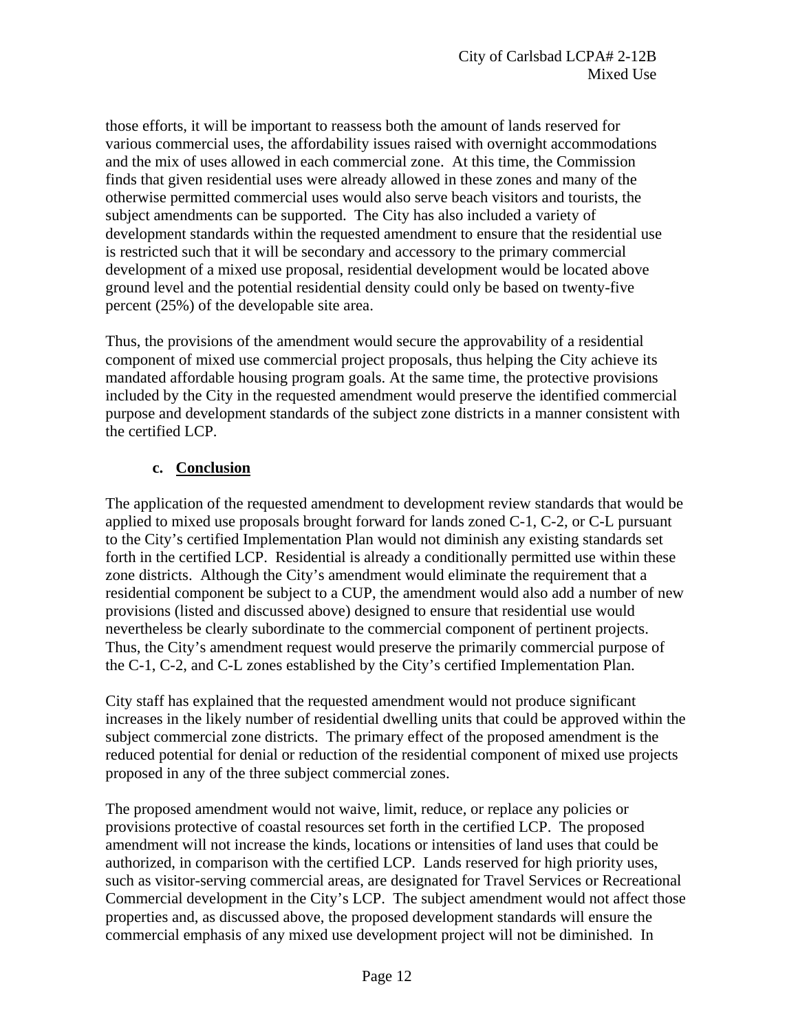those efforts, it will be important to reassess both the amount of lands reserved for various commercial uses, the affordability issues raised with overnight accommodations and the mix of uses allowed in each commercial zone. At this time, the Commission finds that given residential uses were already allowed in these zones and many of the otherwise permitted commercial uses would also serve beach visitors and tourists, the subject amendments can be supported. The City has also included a variety of development standards within the requested amendment to ensure that the residential use is restricted such that it will be secondary and accessory to the primary commercial development of a mixed use proposal, residential development would be located above ground level and the potential residential density could only be based on twenty-five percent (25%) of the developable site area.

Thus, the provisions of the amendment would secure the approvability of a residential component of mixed use commercial project proposals, thus helping the City achieve its mandated affordable housing program goals. At the same time, the protective provisions included by the City in the requested amendment would preserve the identified commercial purpose and development standards of the subject zone districts in a manner consistent with the certified LCP.

**c. <u>Conclusion</u>**

The application of the requested amendment to development review standards that would be applied to mixed use proposals brought forward for lands zoned C-1, C-2, or C-L pursuant to the City's certified Implementation Plan would not diminish any existing standards set forth in the certified LCP. Residential is already a conditionally permitted use within these zone districts. Although the City's amendment would eliminate the requirement that a residential component be subject to a CUP, the amendment would also add a number of new provisions (listed and discussed above) designed to ensure that residential use would nevertheless be clearly subordinate to the commercial component of pertinent projects. Thus, the City's amendment request would preserve the primarily commercial purpose of the C-1, C-2, and C-L zones established by the City's certified Implementation Plan.

City staff has explained that the requested amendment would not produce significant increases in the likely number of residential dwelling units that could be approved within the subject commercial zone districts. The primary effect of the proposed amendment is the reduced potential for denial or reduction of the residential component of mixed use projects proposed in any of the three subject commercial zones.

The proposed amendment would not waive, limit, reduce, or replace any policies or provisions protective of coastal resources set forth in the certified LCP. The proposed amendment will not increase the kinds, locations or intensities of land uses that could be authorized, in comparison with the certified LCP. Lands reserved for high priority uses, such as visitor-serving commercial areas, are designated for Travel Services or Recreational Commercial development in the City's LCP. The subject amendment would not affect those properties and, as discussed above, the proposed development standards will ensure the commercial emphasis of any mixed use development project will not be diminished. In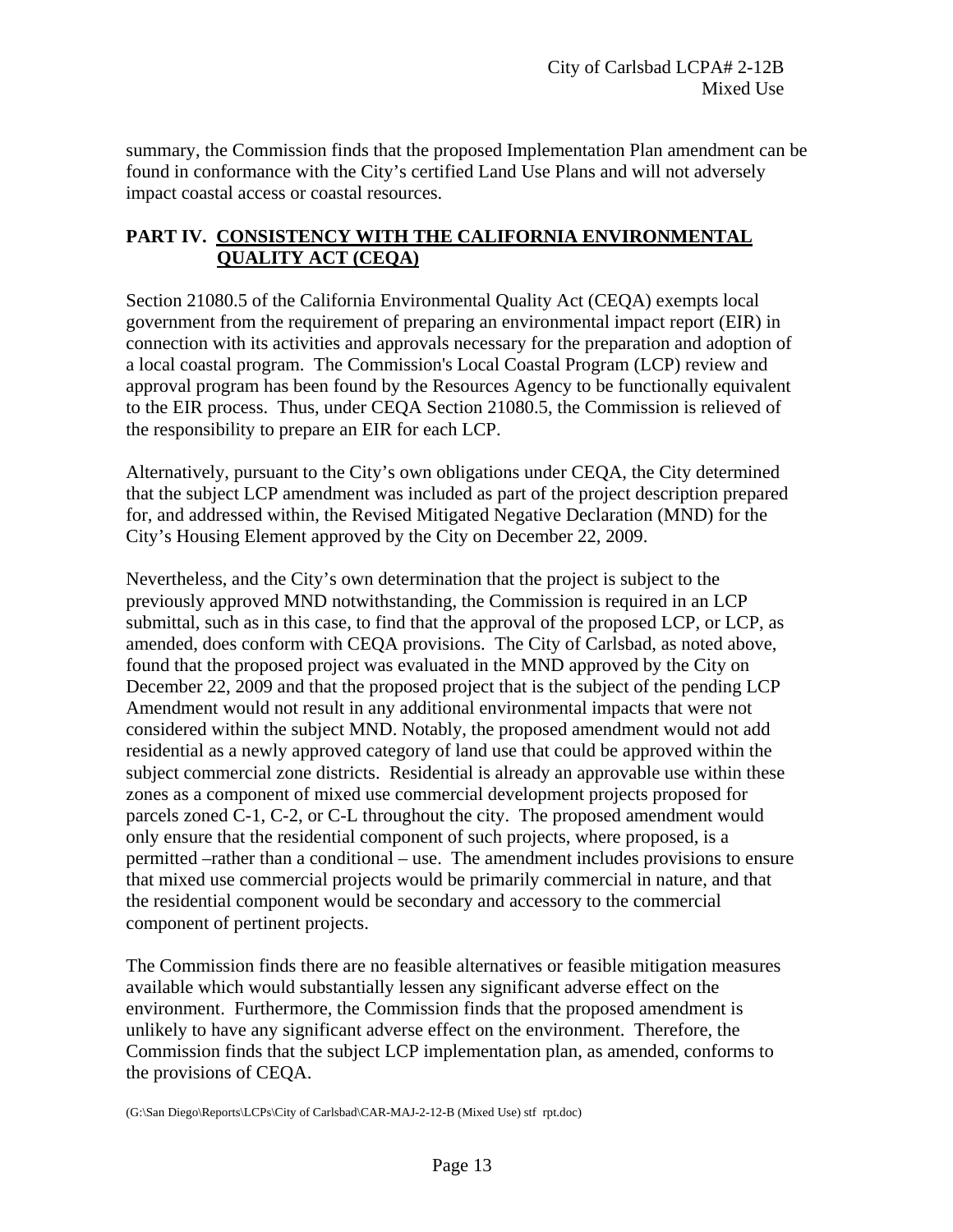summary, the Commission finds that the proposed Implementation Plan amendment can be found in conformance with the City's certified Land Use Plans and will not adversely impact coastal access or coastal resources.

## PART IV. CONSISTENCY WITH THE CALIFORNIA ENVIRONMENTAL QUALITY ACT (CEQA)

Section 21080.5 of the California Environmental Quality Act (CEQA) exempts local government from the requirement of preparing an environmental impact report (EIR) in connection with its activities and approvals necessary for the preparation and adoption of a local coastal program. The Commission's Local Coastal Program (LCP) review and approval program has been found by the Resources Agency to be functionally equivalent to the EIR process. Thus, under CEQA Section 21080.5, the Commission is relieved of the responsibility to prepare an EIR for each LCP.

Alternatively, pursuant to the City's own obligations under CEQA, the City determined that the subject LCP amendment was included as part of the project description prepared for, and addressed within, the Revised Mitigated Negative Declaration (MND) for the City's Housing Element approved by the City on December 22, 2009.

Nevertheless, and the City's own determination that the project is subject to the previously approved MND notwithstanding, the Commission is required in an LCP submittal, such as in this case, to find that the approval of the proposed LCP, or LCP, as amended, does conform with CEQA provisions. The City of Carlsbad, as noted above, found that the proposed project was evaluated in the MND approved by the City on December 22, 2009 and that the proposed project that is the subject of the pending LCP Amendment would not result in any additional environmental impacts that were not considered within the subject MND. Notably, the proposed amendment would not add residential as a newly approved category of land use that could be approved within the subject commercial zone districts. Residential is already an approvable use within these zones as a component of mixed use commercial development projects proposed for parcels zoned C-1, C-2, or C-L throughout the city. The proposed amendment would only ensure that the residential component of such projects, where proposed, is a permitted –rather than a conditional – use. The amendment includes provisions to ensure that mixed use commercial projects would be primarily commercial in nature, and that the residential component would be secondary and accessory to the commercial component of pertinent projects.

The Commission finds there are no feasible alternatives or feasible mitigation measures available which would substantially lessen any significant adverse effect on the environment. Furthermore, the Commission finds that the proposed amendment is unlikely to have any significant adverse effect on the environment. Therefore, the Commission finds that the subject LCP implementation plan, as amended, conforms to the provisions of CEQA.

(G:\San Diego\Reports\LCPs\City of Carlsbad\CAR-MAJ-2-12-B (Mixed Use) stf rpt.doc)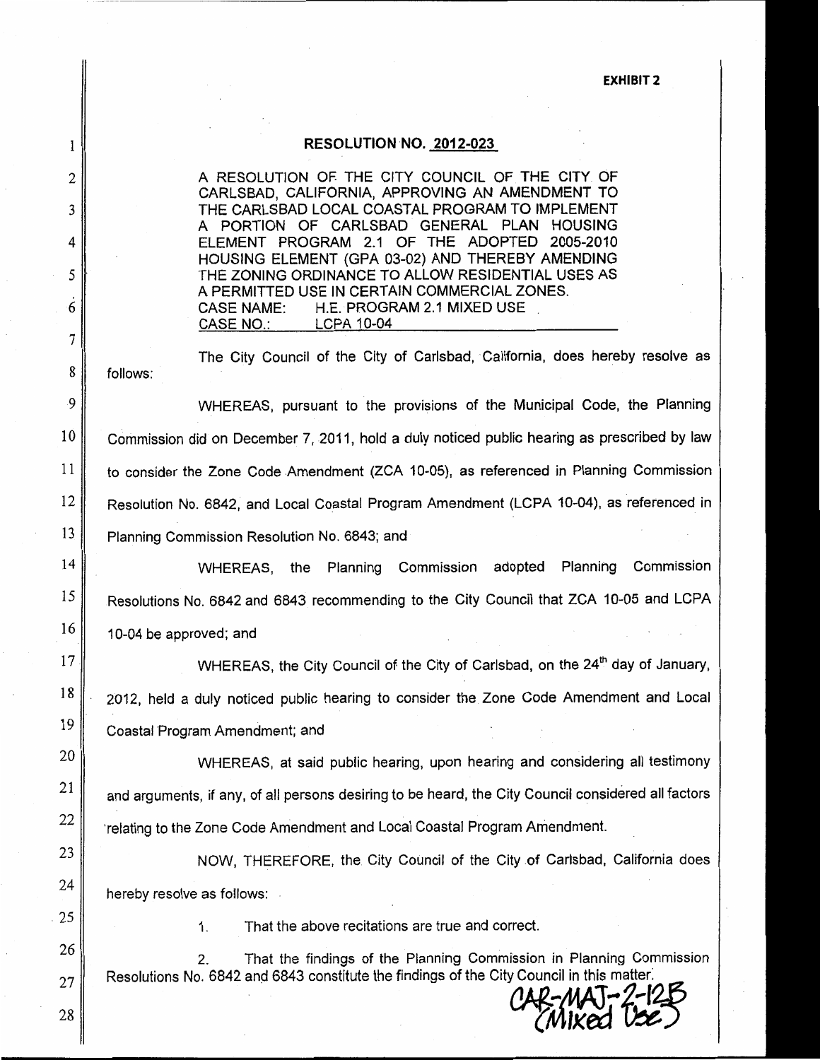**EXHIBIT 2**

## RESOLUTION NO. 2012-023

A RESOLUTION OF THE CITY COUNCIL OF THE CITY OF CARLSBAD, CALIFORNIA, APPROVING AN AMENDMENT TO THE CARLSBAD LOCAL COASTAL PROGRAM TO IMPLEMENT A PORTION OF CARLSBAD GENERAL PLAN HOUSING ELEMENT PROGRAM 2.1 OF THE ADOPTED 2005-2010 HOUSING ELEMENT (GPA 03-02) AND THEREBY AMENDING THE ZONING ORDINANCE TO ALLOW RESIDENTIAL USES AS A PERMITTED USE IN CERTAIN COMMERCIAL ZONES.
CASE NAME: H.E. PROGRAM 2.1 MIXED USE
CASE NO.: LCPA 10-04

The City Council of the City of Carlsbad, California, does hereby resolve as follows:

WHEREAS, pursuant to the provisions of the Municipal Code, the Planning Commission did on December 7, 2011, hold a duly noticed public hearing as prescribed by law to consider the Zone Code Amendment (ZCA 10-05), as referenced in Planning Commission Resolution No. 6842, and Local Coastal Program Amendment (LCPA 10-04), as referenced in Planning Commission Resolution No. 6843; and

WHEREAS, the Planning Commission adopted Planning Commission Resolutions No. 6842 and 6843 recommending to the City Council that ZCA 10-05 and LCPA 10-04 be approved; and

WHEREAS, the City Council of the City of Carlsbad, on the 24th day of January, 2012, held a duly noticed public hearing to consider the Zone Code Amendment and Local Coastal Program Amendment; and

WHEREAS, at said public hearing, upon hearing and considering all testimony and arguments, if any, of all persons desiring to be heard, the City Council considered all factors relating to the Zone Code Amendment and Local Coastal Program Amendment.

NOW, THEREFORE, the City Council of the City of Carlsbad, California does hereby resolve as follows:

1. That the above recitations are true and correct.

2. That the findings of the Planning Commission in Planning Commission Resolutions No. 6842 and 6843 constitute the findings of the City Council in this matter.

CAR-MAJ-2-12B (Mixed Use)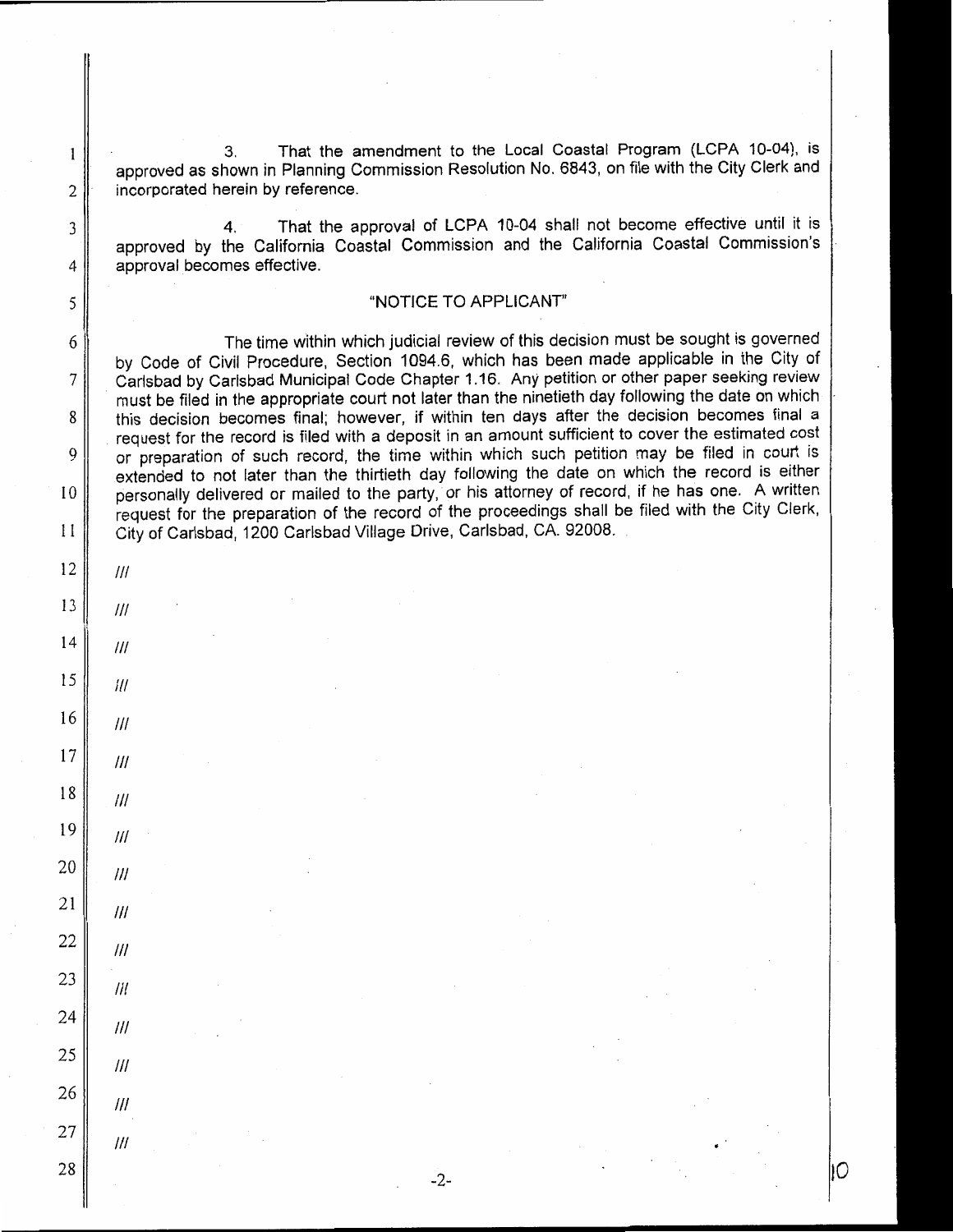3. That the amendment to the Local Coastal Program (LCPA 10-04), is approved as shown in Planning Commission Resolution No. 6843, on file with the City Clerk and incorporated herein by reference.

4. That the approval of LCPA 10-04 shall not become effective until it is approved by the California Coastal Commission and the California Coastal Commission's approval becomes effective.

"NOTICE TO APPLICANT"

The time within which judicial review of this decision must be sought is governed by Code of Civil Procedure, Section 1094.6, which has been made applicable in the City of Carlsbad by Carlsbad Municipal Code Chapter 1.16. Any petition or other paper seeking review must be filed in the appropriate court not later than the ninetieth day following the date on which this decision becomes final; however, if within ten days after the decision becomes final a request for the record is filed with a deposit in an amount sufficient to cover the estimated cost or preparation of such record, the time within which such petition may be filed in court is extended to not later than the thirtieth day following the date on which the record is either personally delivered or mailed to the party, or his attorney of record, if he has one. A written request for the preparation of the record of the proceedings shall be filed with the City Clerk, City of Carlsbad, 1200 Carlsbad Village Drive, Carlsbad, CA. 92008.

///

///

///

///

///

///

///

///

///

///

///

///

///

///

///

///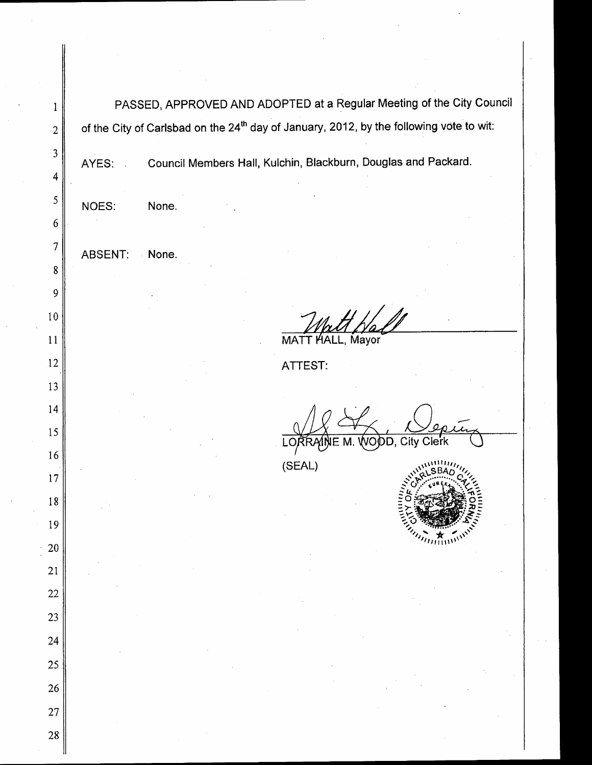PASSED, APPROVED AND ADOPTED at a Regular Meeting of the City Council of the City of Carlsbad on the 24th day of January, 2012, by the following vote to wit:

AYES: Council Members Hall, Kulchin, Blackburn, Douglas and Packard.

NOES: None.

ABSENT: None.

MATT HALL, Mayor

ATTEST:

LORRAINE M. WOOD, City Clerk

(SEAL)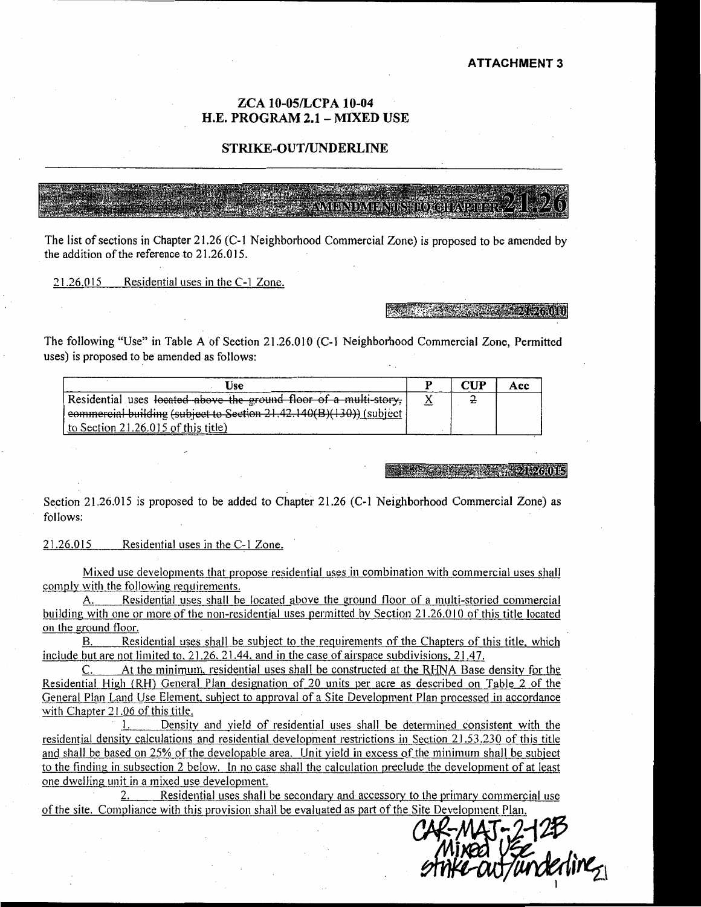**ATTACHMENT 3**

## ZCA 10-05/LCPA 10-04
## H.E. PROGRAM 2.1 – MIXED USE

### STRIKE-OUT/UNDERLINE

## AMENDMENTS TO CHAPTER 21.26

The list of sections in Chapter 21.26 (C-1 Neighborhood Commercial Zone) is proposed to be amended by the addition of the reference to 21.26.015.

21.26.015 Residential uses in the C-1 Zone.

**21.26.010**

The following "Use" in Table A of Section 21.26.010 (C-1 Neighborhood Commercial Zone, Permitted uses) is proposed to be amended as follows:

| Use | P | CUP | Acc |
|---|---|---|---|
| Residential uses ~~located above the ground floor of a multi-story, commercial building (subject to Section 21.42.140(B)(130))~~ (subject to Section 21.26.015 of this title) | X | ~~2~~ | |

**21.26.015**

Section 21.26.015 is proposed to be added to Chapter 21.26 (C-1 Neighborhood Commercial Zone) as follows:

21.26.015 Residential uses in the C-1 Zone.

Mixed use developments that propose residential uses in combination with commercial uses shall comply with the following requirements.

A. Residential uses shall be located above the ground floor of a multi-storied commercial building with one or more of the non-residential uses permitted by Section 21.26.010 of this title located on the ground floor.

B. Residential uses shall be subject to the requirements of the Chapters of this title, which include but are not limited to, 21.26, 21.44, and in the case of airspace subdivisions, 21.47.

C. At the minimum, residential uses shall be constructed at the RHNA Base density for the Residential High (RH) General Plan designation of 20 units per acre as described on Table 2 of the General Plan Land Use Element, subject to approval of a Site Development Plan processed in accordance with Chapter 21.06 of this title.

1. Density and yield of residential uses shall be determined consistent with the residential density calculations and residential development restrictions in Section 21.53.230 of this title and shall be based on 25% of the developable area. Unit yield in excess of the minimum shall be subject to the finding in subsection 2 below. In no case shall the calculation preclude the development of at least one dwelling unit in a mixed use development.

2. Residential uses shall be secondary and accessory to the primary commercial use of the site. Compliance with this provision shall be evaluated as part of the Site Development Plan.

CAR-MAJ-2-12B
Mixed Use
strike-out/underline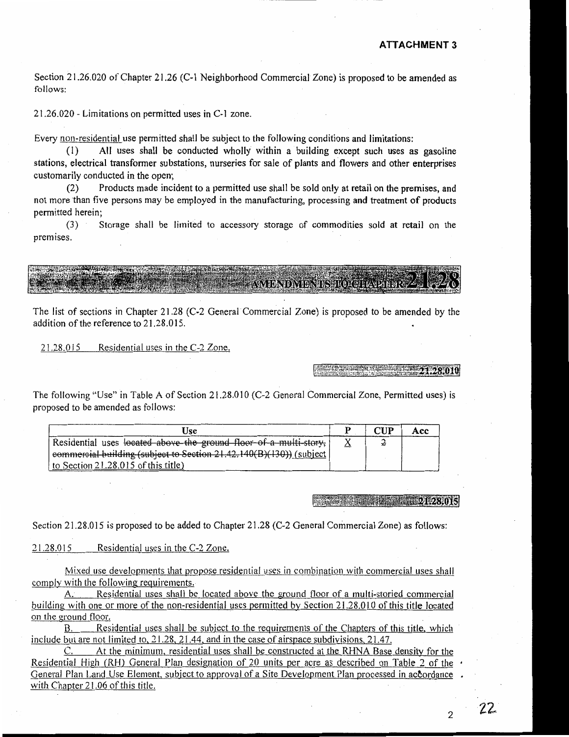## ATTACHMENT 3

Section 21.26.020 of Chapter 21.26 (C-1 Neighborhood Commercial Zone) is proposed to be amended as follows:

21.26.020 - Limitations on permitted uses in C-1 zone.

Every <u>non-residential</u> use permitted shall be subject to the following conditions and limitations:

(1) All uses shall be conducted wholly within a building except such uses as gasoline stations, electrical transformer substations, nurseries for sale of plants and flowers and other enterprises customarily conducted in the open;

(2) Products made incident to a permitted use shall be sold only at retail on the premises, and not more than five persons may be employed in the manufacturing, processing and treatment of products permitted herein;

(3) Storage shall be limited to accessory storage of commodities sold at retail on the premises.

## AMENDMENTS TO CHAPTER 21.28

The list of sections in Chapter 21.28 (C-2 General Commercial Zone) is proposed to be amended by the addition of the reference to 21.28.015.

<u>21.28.015 Residential uses in the C-2 Zone.</u>

### 21.28.010

The following "Use" in Table A of Section 21.28.010 (C-2 General Commercial Zone, Permitted uses) is proposed to be amended as follows:

| Use | P | CUP | Acc |
|---|---|---|---|
| Residential uses ~~located above the ground floor of a multi-story, commercial building (subject to Section 21.42.140(B)(130))~~ <u>(subject to Section 21.28.015 of this title)</u> | <u>X</u> | ~~2~~ | |

### 21.28.015

Section 21.28.015 is proposed to be added to Chapter 21.28 (C-2 General Commercial Zone) as follows:

<u>21.28.015 Residential uses in the C-2 Zone.</u>

<u>Mixed use developments that propose residential uses in combination with commercial uses shall comply with the following requirements.</u>

<u>A. Residential uses shall be located above the ground floor of a multi-storied commercial building with one or more of the non-residential uses permitted by Section 21.28.010 of this title located on the ground floor.</u>

<u>B. Residential uses shall be subject to the requirements of the Chapters of this title, which include but are not limited to, 21.28, 21.44, and in the case of airspace subdivisions, 21.47.</u>

<u>C. At the minimum, residential uses shall be constructed at the RHNA Base density for the Residential High (RH) General Plan designation of 20 units per acre as described on Table 2 of the General Plan Land Use Element, subject to approval of a Site Development Plan processed in accordance with Chapter 21.06 of this title.</u>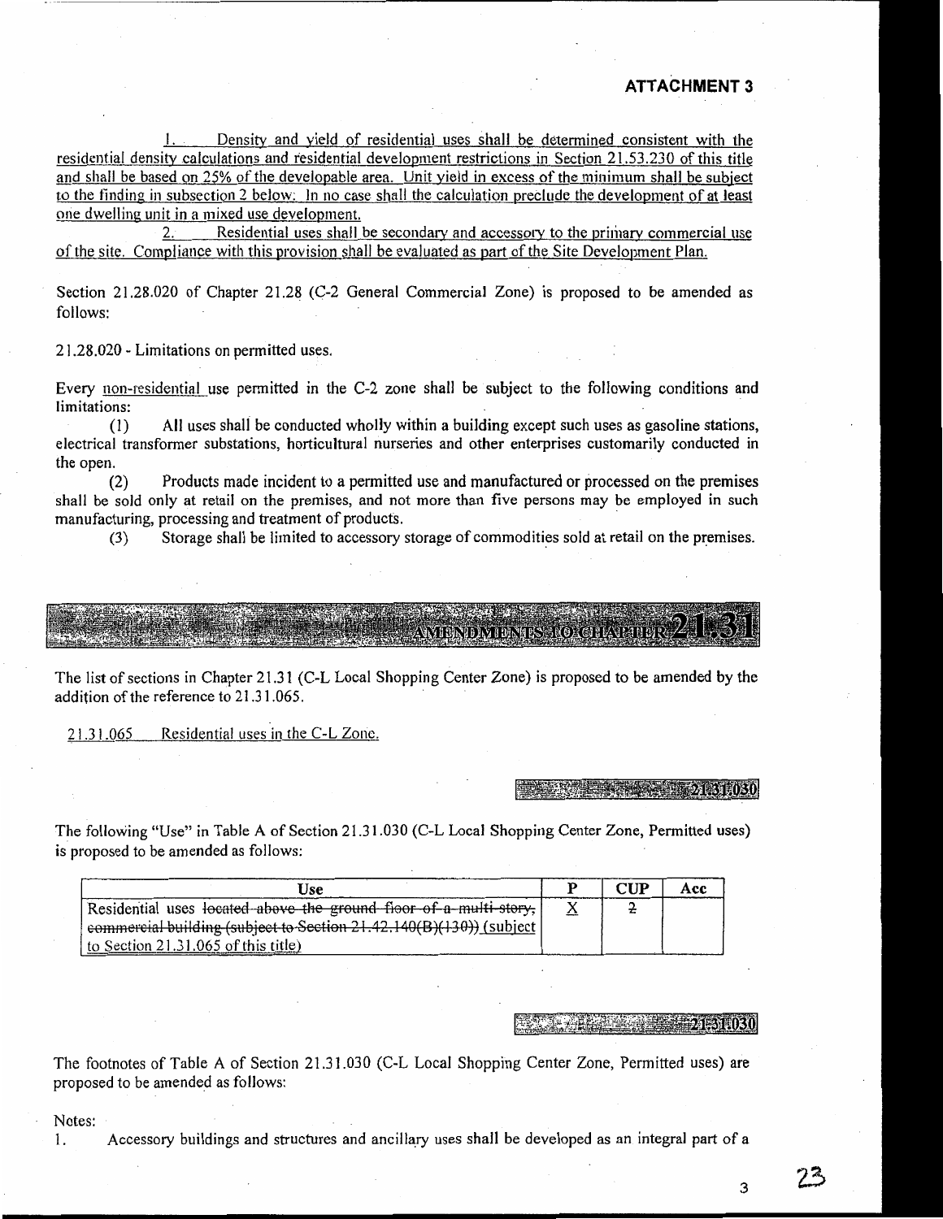**ATTACHMENT 3**

<u>1. Density and yield of residential uses shall be determined consistent with the residential density calculations and residential development restrictions in Section 21.53.230 of this title and shall be based on 25% of the developable area. Unit yield in excess of the minimum shall be subject to the finding in subsection 2 below. In no case shall the calculation preclude the development of at least one dwelling unit in a mixed use development.</u>

<u>2. Residential uses shall be secondary and accessory to the primary commercial use of the site. Compliance with this provision shall be evaluated as part of the Site Development Plan.</u>

Section 21.28.020 of Chapter 21.28 (C-2 General Commercial Zone) is proposed to be amended as follows:

21.28.020 - Limitations on permitted uses.

Every <u>non-residential</u> use permitted in the C-2 zone shall be subject to the following conditions and limitations:

(1) All uses shall be conducted wholly within a building except such uses as gasoline stations, electrical transformer substations, horticultural nurseries and other enterprises customarily conducted in the open.

(2) Products made incident to a permitted use and manufactured or processed on the premises shall be sold only at retail on the premises, and not more than five persons may be employed in such manufacturing, processing and treatment of products.

(3) Storage shall be limited to accessory storage of commodities sold at retail on the premises.

## AMENDMENTS TO CHAPTER 21.31

The list of sections in Chapter 21.31 (C-L Local Shopping Center Zone) is proposed to be amended by the addition of the reference to 21.31.065.

<u>21.31.065 Residential uses in the C-L Zone.</u>

### 21.31.030

The following "Use" in Table A of Section 21.31.030 (C-L Local Shopping Center Zone, Permitted uses) is proposed to be amended as follows:

| Use | P | CUP | Acc |
|---|---|---|---|
| Residential uses ~~located above the ground floor of a multi-story, commercial building (subject to Section 21.42.140(B)(130))~~ <u>(subject to Section 21.31.065 of this title)</u> | <u>X</u> | ~~2~~ | |

### 21.31.030

The footnotes of Table A of Section 21.31.030 (C-L Local Shopping Center Zone, Permitted uses) are proposed to be amended as follows:

Notes:

1. Accessory buildings and structures and ancillary uses shall be developed as an integral part of a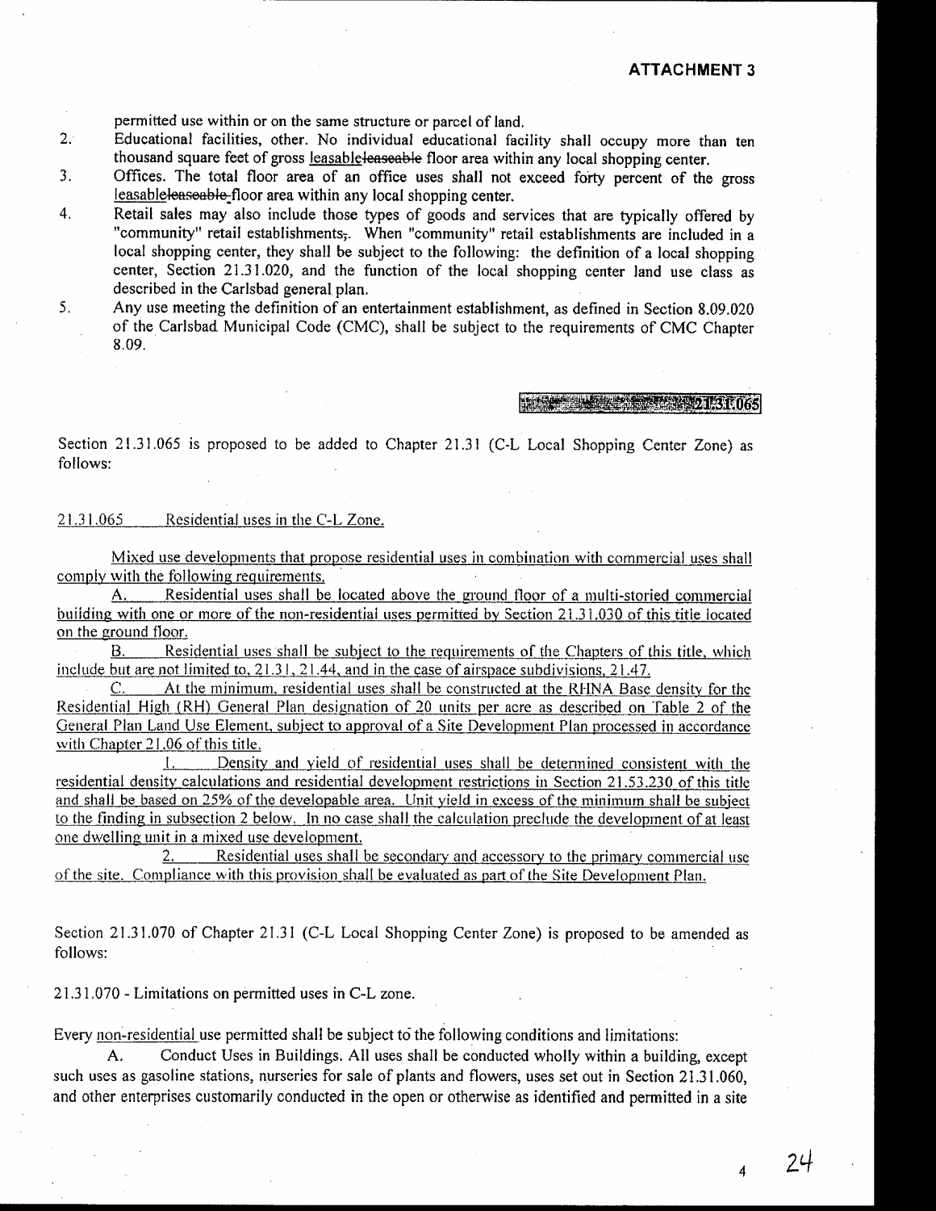## ATTACHMENT 3

permitted use within or on the same structure or parcel of land.

2. Educational facilities, other. No individual educational facility shall occupy more than ten thousand square feet of gross leasable~~leaseable~~ floor area within any local shopping center.
3. Offices. The total floor area of an office uses shall not exceed forty percent of the gross leasable~~leaseable~~ floor area within any local shopping center.
4. Retail sales may also include those types of goods and services that are typically offered by "community" retail establishments~~;~~. When "community" retail establishments are included in a local shopping center, they shall be subject to the following: the definition of a local shopping center, Section 21.31.020, and the function of the local shopping center land use class as described in the Carlsbad general plan.
5. Any use meeting the definition of an entertainment establishment, as defined in Section 8.09.020 of the Carlsbad Municipal Code (CMC), shall be subject to the requirements of CMC Chapter 8.09.

21.31.065

Section 21.31.065 is proposed to be added to Chapter 21.31 (C-L Local Shopping Center Zone) as follows:

<u>21.31.065 Residential uses in the C-L Zone.</u>

<u>Mixed use developments that propose residential uses in combination with commercial uses shall comply with the following requirements.</u>

<u>A. Residential uses shall be located above the ground floor of a multi-storied commercial building with one or more of the non-residential uses permitted by Section 21.31.030 of this title located on the ground floor.</u>

<u>B. Residential uses shall be subject to the requirements of the Chapters of this title, which include but are not limited to, 21.31, 21.44, and in the case of airspace subdivisions, 21.47.</u>

<u>C. At the minimum, residential uses shall be constructed at the RHNA Base density for the Residential High (RH) General Plan designation of 20 units per acre as described on Table 2 of the General Plan Land Use Element, subject to approval of a Site Development Plan processed in accordance with Chapter 21.06 of this title.</u>

<u>1. Density and yield of residential uses shall be determined consistent with the residential density calculations and residential development restrictions in Section 21.53.230 of this title and shall be based on 25% of the developable area. Unit yield in excess of the minimum shall be subject to the finding in subsection 2 below. In no case shall the calculation preclude the development of at least one dwelling unit in a mixed use development.</u>

<u>2. Residential uses shall be secondary and accessory to the primary commercial use of the site. Compliance with this provision shall be evaluated as part of the Site Development Plan.</u>

Section 21.31.070 of Chapter 21.31 (C-L Local Shopping Center Zone) is proposed to be amended as follows:

21.31.070 - Limitations on permitted uses in C-L zone.

Every <u>non-residential</u> use permitted shall be subject to the following conditions and limitations:

A. Conduct Uses in Buildings. All uses shall be conducted wholly within a building, except such uses as gasoline stations, nurseries for sale of plants and flowers, uses set out in Section 21.31.060, and other enterprises customarily conducted in the open or otherwise as identified and permitted in a site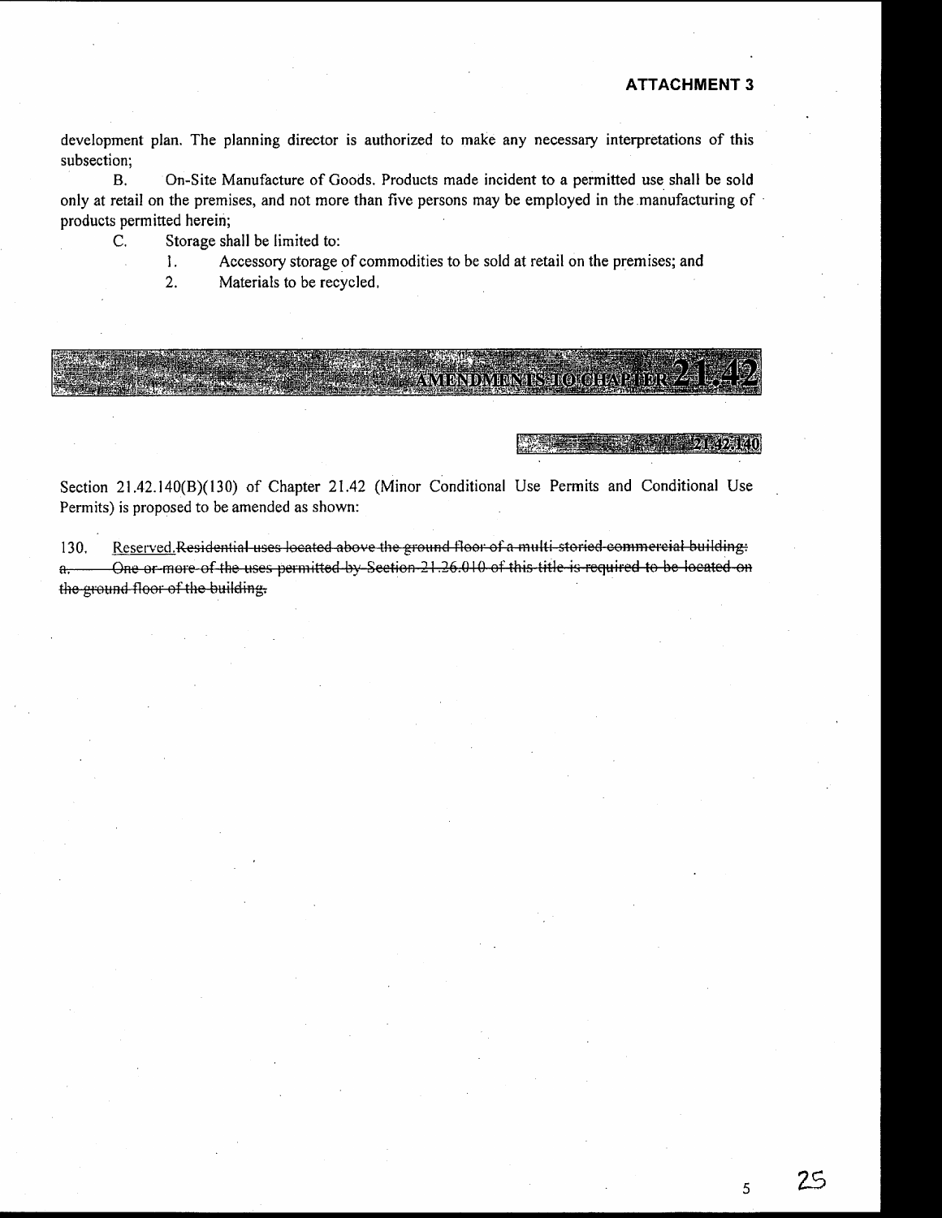development plan. The planning director is authorized to make any necessary interpretations of this subsection;

B. On-Site Manufacture of Goods. Products made incident to a permitted use shall be sold only at retail on the premises, and not more than five persons may be employed in the manufacturing of products permitted herein;

C. Storage shall be limited to:

1. Accessory storage of commodities to be sold at retail on the premises; and
2. Materials to be recycled.

## AMENDMENTS TO CHAPTER 21.42

### 21.42.140

Section 21.42.140(B)(130) of Chapter 21.42 (Minor Conditional Use Permits and Conditional Use Permits) is proposed to be amended as shown:

130. <u>Reserved.</u>~~Residential uses located above the ground floor of a multi-storied commercial building:~~
~~a. One or more of the uses permitted by Section 21.26.010 of this title is required to be located on the ground floor of the building.~~